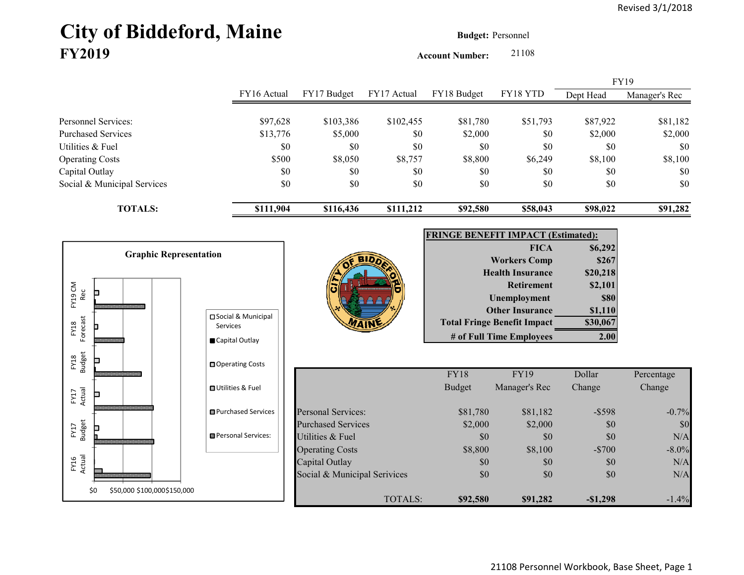Revised 3/1/2018

# City of Biddeford, Maine
## FY2019

**Budget:** Personnel

**Account Number:** 21108

| | FY16 Actual | FY17 Budget | FY17 Actual | FY18 Budget | FY18 YTD | FY19 Dept Head | FY19 Manager's Rec |
|---|---|---|---|---|---|---|---|
| Personnel Services: | $97,628 | $103,386 | $102,455 | $81,780 | $51,793 | $87,922 | $81,182 |
| Purchased Services | $13,776 | $5,000 | $0 | $2,000 | $0 | $2,000 | $2,000 |
| Utilities & Fuel | $0 | $0 | $0 | $0 | $0 | $0 | $0 |
| Operating Costs | $500 | $8,050 | $8,757 | $8,800 | $6,249 | $8,100 | $8,100 |
| Capital Outlay | $0 | $0 | $0 | $0 | $0 | $0 | $0 |
| Social & Municipal Services | $0 | $0 | $0 | $0 | $0 | $0 | $0 |
| **TOTALS:** | **$111,904** | **$116,436** | **$111,212** | **$92,580** | **$58,043** | **$98,022** | **$91,282** |

**Graphic Representation**

Legend: Social & Municipal Services; Capital Outlay; Operating Costs; Utilities & Fuel; Purchased Services; Personal Services:

Categories: FY19 CM Rec; FY18 Forecast; FY18 Budget; FY17 Actual; FY17 Budget; FY16 Actual

Axis: $0, $50,000, $100,000, $150,000

**FRINGE BENEFIT IMPACT (Estimated):**

| | |
|---|---|
| **FICA** | **$6,292** |
| **Workers Comp** | **$267** |
| **Health Insurance** | **$20,218** |
| **Retirement** | **$2,101** |
| **Unemployment** | **$80** |
| **Other Insurance** | **$1,110** |
| **Total Fringe Benefit Impact** | **$30,067** |
| **# of Full Time Employees** | **2.00** |

| | FY18 Budget | FY19 Manager's Rec | Dollar Change | Percentage Change |
|---|---|---|---|---|
| Personal Services: | $81,780 | $81,182 | -$598 | -0.7% |
| Purchased Services | $2,000 | $2,000 | $0 | $0 |
| Utilities & Fuel | $0 | $0 | $0 | N/A |
| Operating Costs | $8,800 | $8,100 | -$700 | -8.0% |
| Capital Outlay | $0 | $0 | $0 | N/A |
| Social & Municipal Services | $0 | $0 | $0 | N/A |
| TOTALS: | **$92,580** | **$91,282** | **-$1,298** | -1.4% |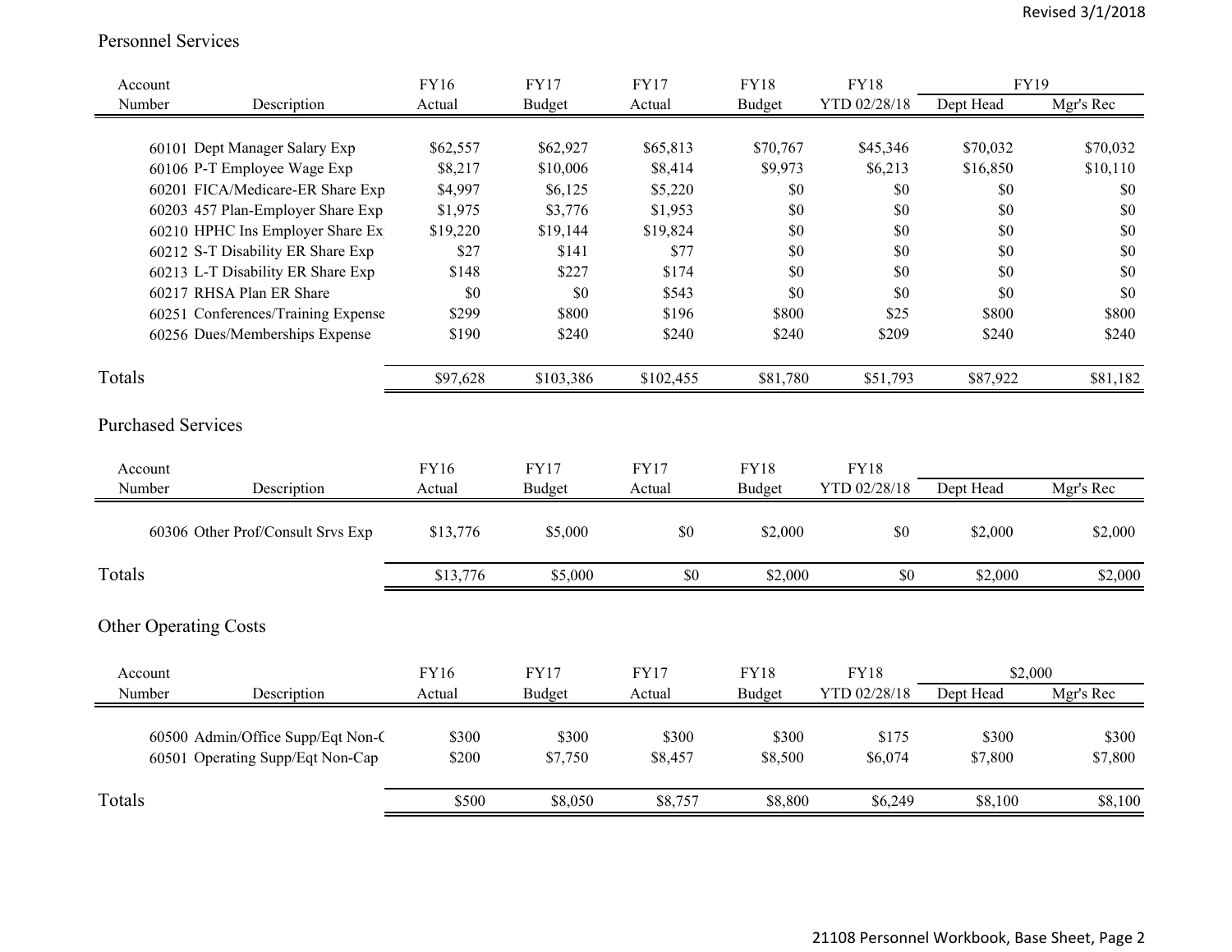## Personnel Services

| Account Number | Description | FY16 Actual | FY17 Budget | FY17 Actual | FY18 Budget | FY18 YTD 02/28/18 | FY19 Dept Head | FY19 Mgr's Rec |
|---|---|---|---|---|---|---|---|---|
| 60101 | Dept Manager Salary Exp | $62,557 | $62,927 | $65,813 | $70,767 | $45,346 | $70,032 | $70,032 |
| 60106 | P-T Employee Wage Exp | $8,217 | $10,006 | $8,414 | $9,973 | $6,213 | $16,850 | $10,110 |
| 60201 | FICA/Medicare-ER Share Exp | $4,997 | $6,125 | $5,220 | $0 | $0 | $0 | $0 |
| 60203 | 457 Plan-Employer Share Exp | $1,975 | $3,776 | $1,953 | $0 | $0 | $0 | $0 |
| 60210 | HPHC Ins Employer Share Ex | $19,220 | $19,144 | $19,824 | $0 | $0 | $0 | $0 |
| 60212 | S-T Disability ER Share Exp | $27 | $141 | $77 | $0 | $0 | $0 | $0 |
| 60213 | L-T Disability ER Share Exp | $148 | $227 | $174 | $0 | $0 | $0 | $0 |
| 60217 | RHSA Plan ER Share | $0 | $0 | $543 | $0 | $0 | $0 | $0 |
| 60251 | Conferences/Training Expense | $299 | $800 | $196 | $800 | $25 | $800 | $800 |
| 60256 | Dues/Memberships Expense | $190 | $240 | $240 | $240 | $209 | $240 | $240 |
| Totals | | $97,628 | $103,386 | $102,455 | $81,780 | $51,793 | $87,922 | $81,182 |

## Purchased Services

| Account Number | Description | FY16 Actual | FY17 Budget | FY17 Actual | FY18 Budget | FY18 YTD 02/28/18 | Dept Head | Mgr's Rec |
|---|---|---|---|---|---|---|---|---|
| 60306 | Other Prof/Consult Srvs Exp | $13,776 | $5,000 | $0 | $2,000 | $0 | $2,000 | $2,000 |
| Totals | | $13,776 | $5,000 | $0 | $2,000 | $0 | $2,000 | $2,000 |

## Other Operating Costs

| Account Number | Description | FY16 Actual | FY17 Budget | FY17 Actual | FY18 Budget | FY18 YTD 02/28/18 | $2,000 Dept Head | $2,000 Mgr's Rec |
|---|---|---|---|---|---|---|---|---|
| 60500 | Admin/Office Supp/Eqt Non-C | $300 | $300 | $300 | $300 | $175 | $300 | $300 |
| 60501 | Operating Supp/Eqt Non-Cap | $200 | $7,750 | $8,457 | $8,500 | $6,074 | $7,800 | $7,800 |
| Totals | | $500 | $8,050 | $8,757 | $8,800 | $6,249 | $8,100 | $8,100 |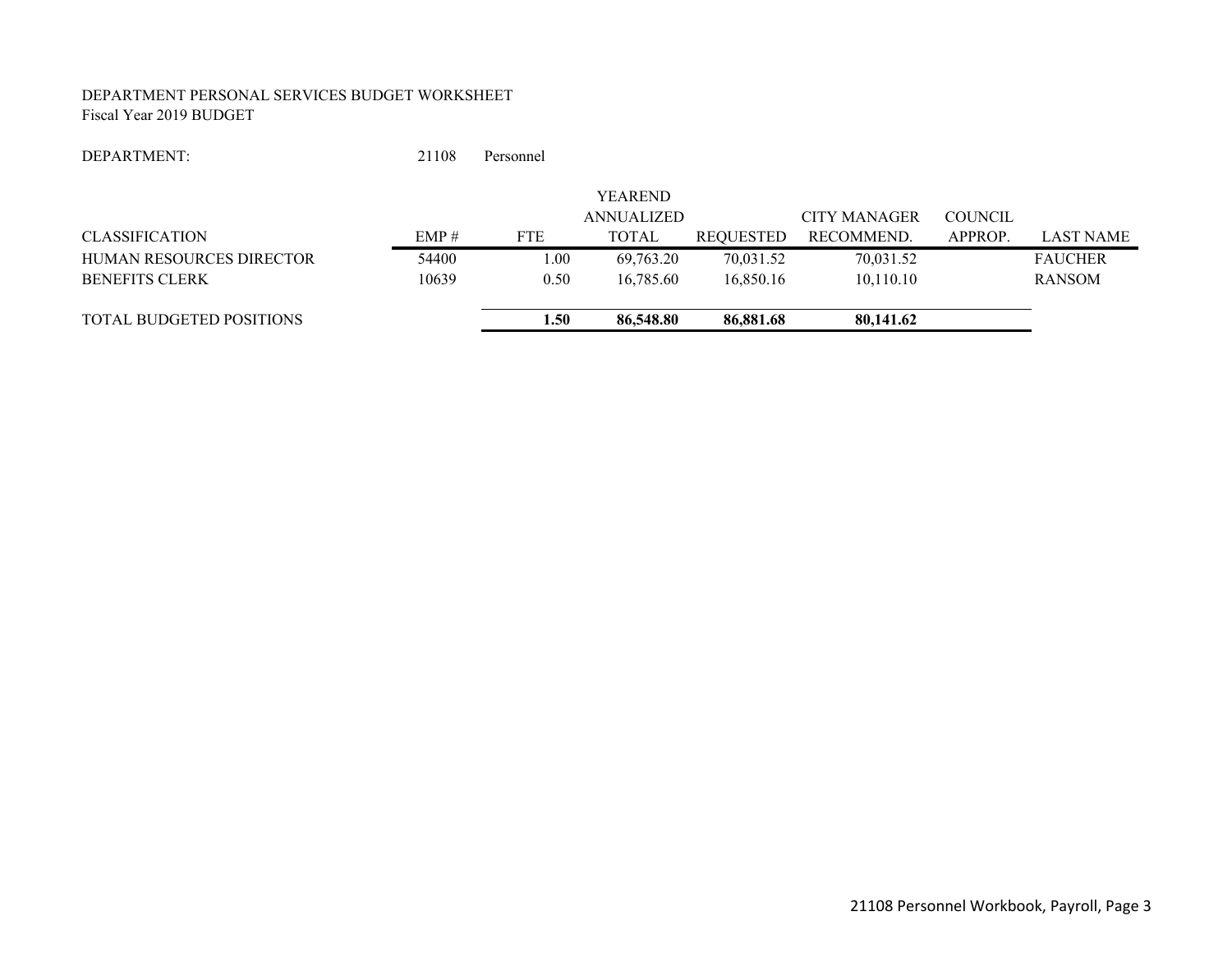DEPARTMENT PERSONAL SERVICES BUDGET WORKSHEET
Fiscal Year 2019 BUDGET

DEPARTMENT: 21108 Personnel

| CLASSIFICATION | EMP # | FTE | YEAREND ANNUALIZED TOTAL | REQUESTED | CITY MANAGER RECOMMEND. | COUNCIL APPROP. | LAST NAME |
|---|---|---|---|---|---|---|---|
| HUMAN RESOURCES DIRECTOR | 54400 | 1.00 | 69,763.20 | 70,031.52 | 70,031.52 | | FAUCHER |
| BENEFITS CLERK | 10639 | 0.50 | 16,785.60 | 16,850.16 | 10,110.10 | | RANSOM |
| TOTAL BUDGETED POSITIONS | | **1.50** | **86,548.80** | **86,881.68** | **80,141.62** | | |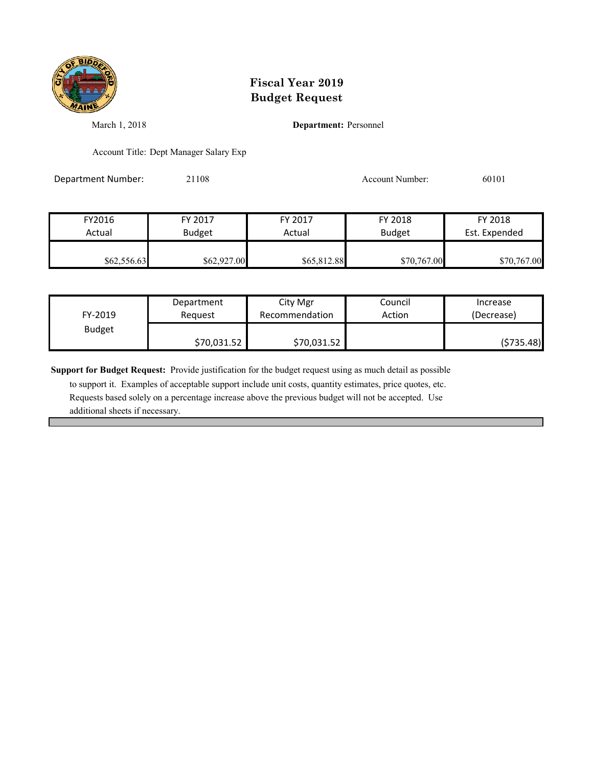# Fiscal Year 2019
# Budget Request

March 1, 2018

**Department:** Personnel

Account Title: Dept Manager Salary Exp

Department Number: 21108

Account Number: 60101

| FY2016 Actual | FY 2017 Budget | FY 2017 Actual | FY 2018 Budget | FY 2018 Est. Expended |
|---|---|---|---|---|
| $62,556.63 | $62,927.00 | $65,812.88 | $70,767.00 | $70,767.00 |

| FY-2019 Budget | Department Request | City Mgr Recommendation | Council Action | Increase (Decrease) |
|---|---|---|---|---|
| | $70,031.52 | $70,031.52 | | ($735.48) |

**Support for Budget Request:** Provide justification for the budget request using as much detail as possible to support it. Examples of acceptable support include unit costs, quantity estimates, price quotes, etc. Requests based solely on a percentage increase above the previous budget will not be accepted. Use additional sheets if necessary.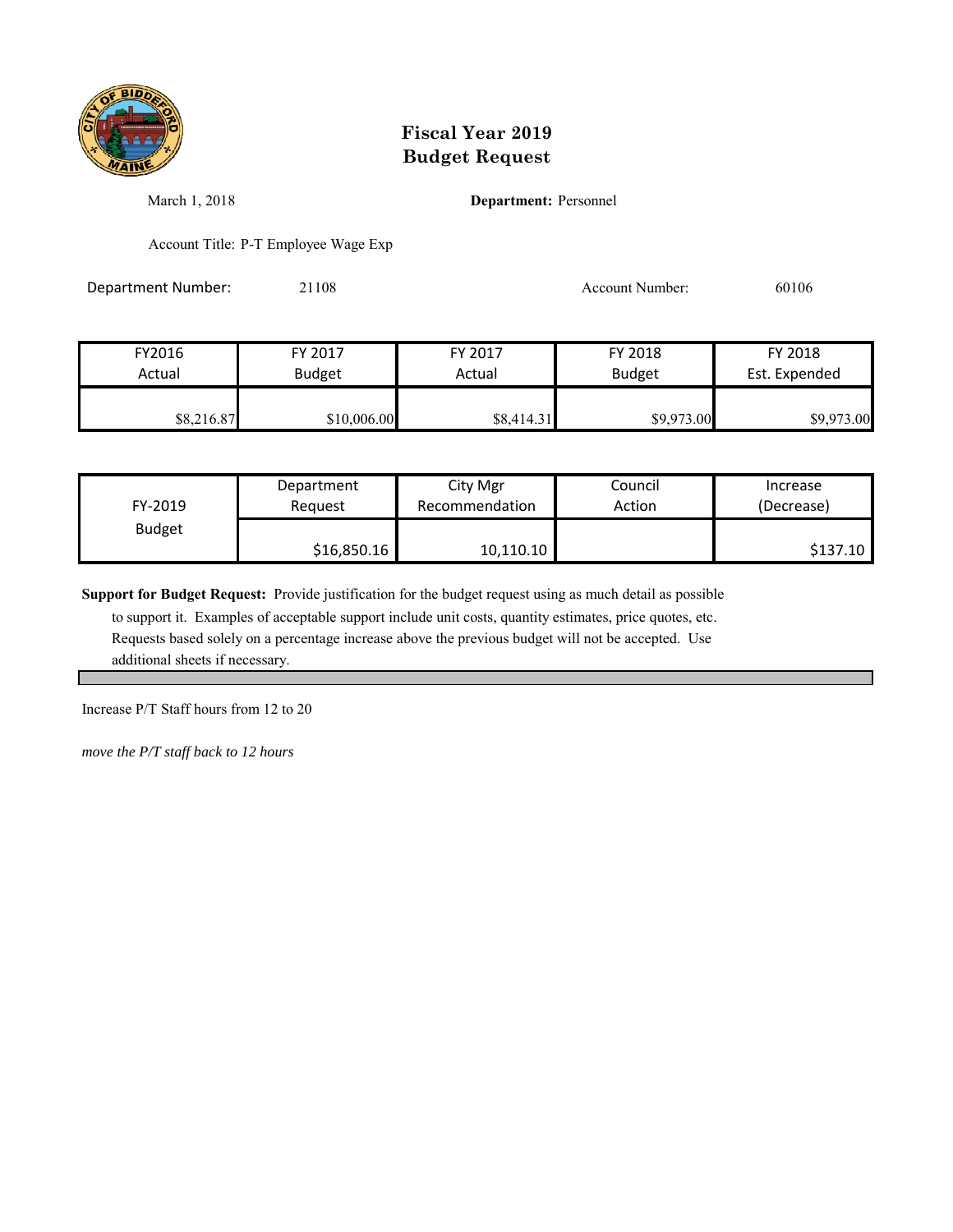# Fiscal Year 2019
# Budget Request

March 1, 2018

**Department:** Personnel

Account Title: P-T Employee Wage Exp

Department Number: 21108

Account Number: 60106

| FY2016 Actual | FY 2017 Budget | FY 2017 Actual | FY 2018 Budget | FY 2018 Est. Expended |
|---|---|---|---|---|
| $8,216.87 | $10,006.00 | $8,414.31 | $9,973.00 | $9,973.00 |

| FY-2019 Budget | Department Request | City Mgr Recommendation | Council Action | Increase (Decrease) |
|---|---|---|---|---|
| | $16,850.16 | 10,110.10 | | $137.10 |

**Support for Budget Request:** Provide justification for the budget request using as much detail as possible to support it. Examples of acceptable support include unit costs, quantity estimates, price quotes, etc. Requests based solely on a percentage increase above the previous budget will not be accepted. Use additional sheets if necessary.

Increase P/T Staff hours from 12 to 20

*move the P/T staff back to 12 hours*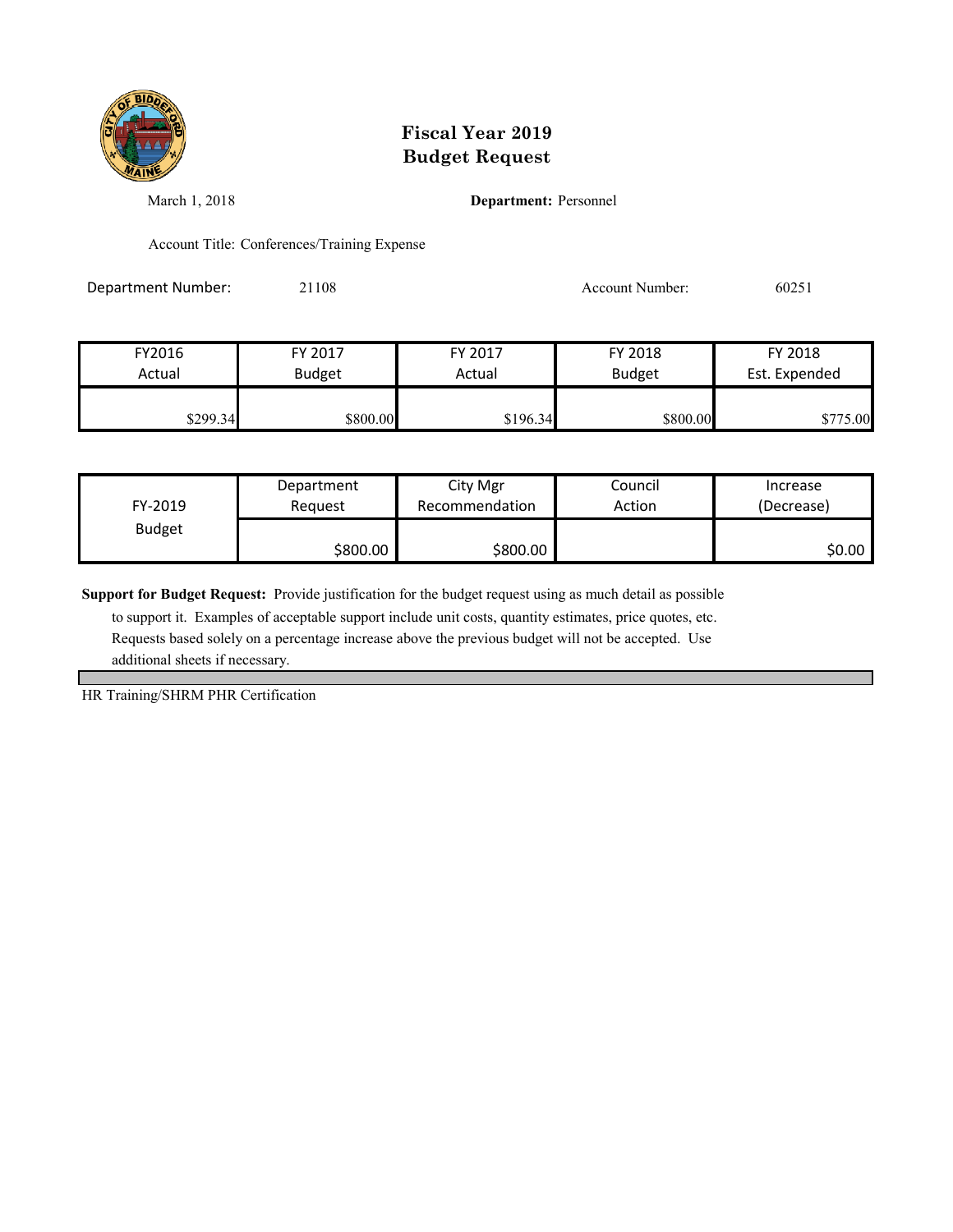# Fiscal Year 2019
# Budget Request

March 1, 2018

**Department:** Personnel

Account Title: Conferences/Training Expense

Department Number: 21108

Account Number: 60251

| FY2016 Actual | FY 2017 Budget | FY 2017 Actual | FY 2018 Budget | FY 2018 Est. Expended |
|---|---|---|---|---|
| $299.34 | $800.00 | $196.34 | $800.00 | $775.00 |

| FY-2019 Budget | Department Request | City Mgr Recommendation | Council Action | Increase (Decrease) |
|---|---|---|---|---|
| | $800.00 | $800.00 | | $0.00 |

**Support for Budget Request:** Provide justification for the budget request using as much detail as possible to support it. Examples of acceptable support include unit costs, quantity estimates, price quotes, etc. Requests based solely on a percentage increase above the previous budget will not be accepted. Use additional sheets if necessary.

HR Training/SHRM PHR Certification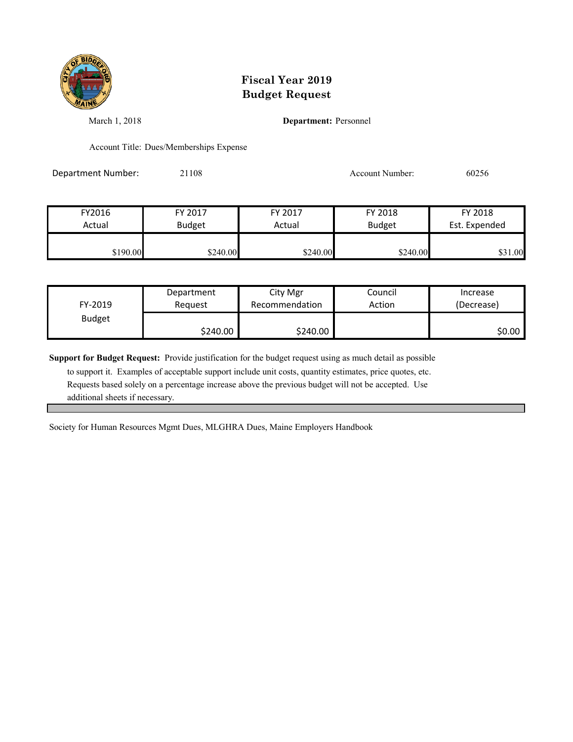# Fiscal Year 2019
# Budget Request

March 1, 2018

**Department:** Personnel

Account Title: Dues/Memberships Expense

Department Number: 21108

Account Number: 60256

| FY2016 Actual | FY 2017 Budget | FY 2017 Actual | FY 2018 Budget | FY 2018 Est. Expended |
|---|---|---|---|---|
| $190.00 | $240.00 | $240.00 | $240.00 | $31.00 |

| FY-2019 Budget | Department Request | City Mgr Recommendation | Council Action | Increase (Decrease) |
|---|---|---|---|---|
| | $240.00 | $240.00 | | $0.00 |

**Support for Budget Request:** Provide justification for the budget request using as much detail as possible to support it. Examples of acceptable support include unit costs, quantity estimates, price quotes, etc. Requests based solely on a percentage increase above the previous budget will not be accepted. Use additional sheets if necessary.

Society for Human Resources Mgmt Dues, MLGHRA Dues, Maine Employers Handbook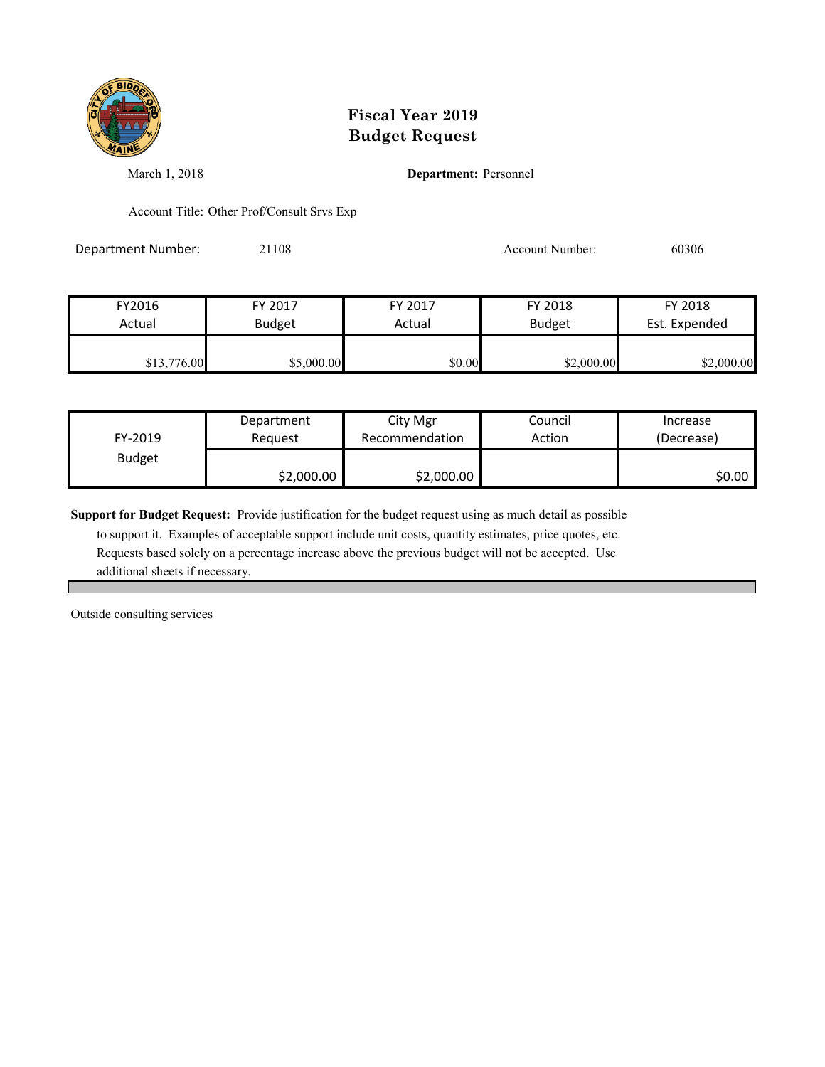# Fiscal Year 2019
# Budget Request

March 1, 2018

**Department:** Personnel

Account Title: Other Prof/Consult Srvs Exp

Department Number: 21108

Account Number: 60306

| FY2016 Actual | FY 2017 Budget | FY 2017 Actual | FY 2018 Budget | FY 2018 Est. Expended |
|---|---|---|---|---|
| $13,776.00 | $5,000.00 | $0.00 | $2,000.00 | $2,000.00 |

| FY-2019 Budget | Department Request | City Mgr Recommendation | Council Action | Increase (Decrease) |
|---|---|---|---|---|
| | $2,000.00 | $2,000.00 | | $0.00 |

**Support for Budget Request:** Provide justification for the budget request using as much detail as possible to support it. Examples of acceptable support include unit costs, quantity estimates, price quotes, etc. Requests based solely on a percentage increase above the previous budget will not be accepted. Use additional sheets if necessary.

Outside consulting services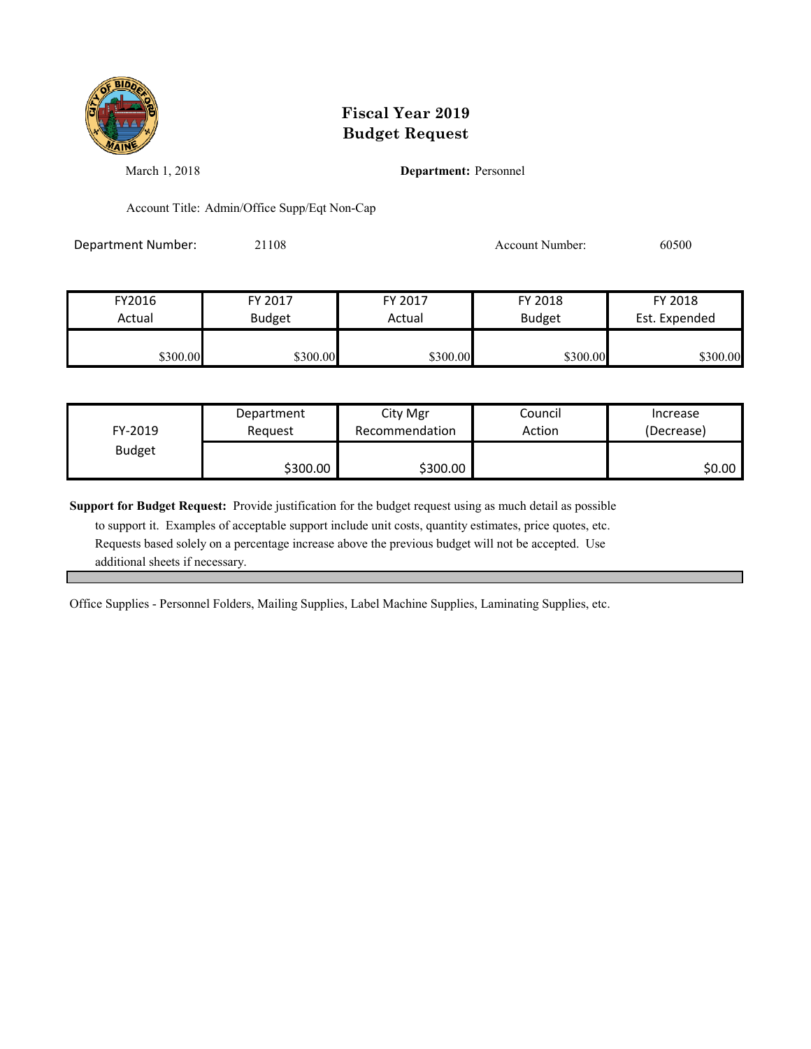# Fiscal Year 2019
# Budget Request

March 1, 2018

**Department:** Personnel

Account Title: Admin/Office Supp/Eqt Non-Cap

Department Number: 21108

Account Number: 60500

| FY2016 Actual | FY 2017 Budget | FY 2017 Actual | FY 2018 Budget | FY 2018 Est. Expended |
|---|---|---|---|---|
| $300.00 | $300.00 | $300.00 | $300.00 | $300.00 |

| FY-2019 Budget | Department Request | City Mgr Recommendation | Council Action | Increase (Decrease) |
|---|---|---|---|---|
| | $300.00 | $300.00 | | $0.00 |

**Support for Budget Request:** Provide justification for the budget request using as much detail as possible to support it. Examples of acceptable support include unit costs, quantity estimates, price quotes, etc. Requests based solely on a percentage increase above the previous budget will not be accepted. Use additional sheets if necessary.

Office Supplies - Personnel Folders, Mailing Supplies, Label Machine Supplies, Laminating Supplies, etc.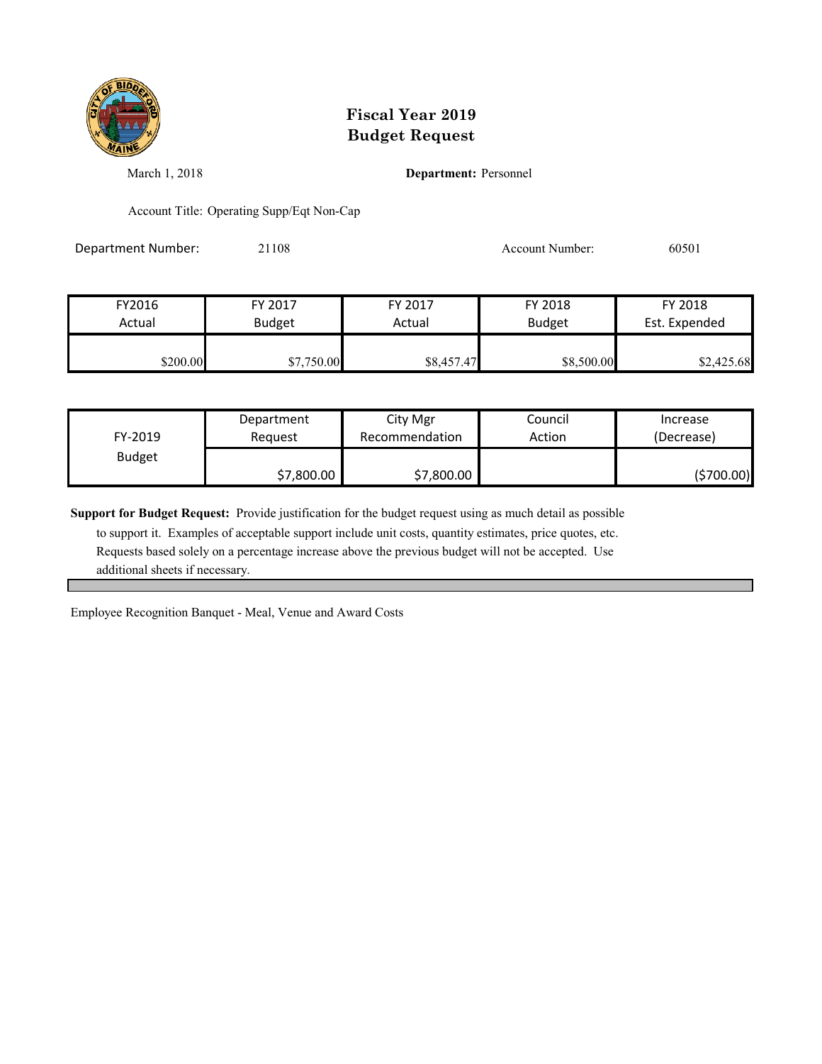# Fiscal Year 2019
# Budget Request

March 1, 2018

**Department:** Personnel

Account Title: Operating Supp/Eqt Non-Cap

Department Number: 21108

Account Number: 60501

| FY2016 Actual | FY 2017 Budget | FY 2017 Actual | FY 2018 Budget | FY 2018 Est. Expended |
|---|---|---|---|---|
| $200.00 | $7,750.00 | $8,457.47 | $8,500.00 | $2,425.68 |

| FY-2019 Budget | Department Request | City Mgr Recommendation | Council Action | Increase (Decrease) |
|---|---|---|---|---|
| | $7,800.00 | $7,800.00 | | ($700.00) |

**Support for Budget Request:** Provide justification for the budget request using as much detail as possible to support it. Examples of acceptable support include unit costs, quantity estimates, price quotes, etc. Requests based solely on a percentage increase above the previous budget will not be accepted. Use additional sheets if necessary.

Employee Recognition Banquet - Meal, Venue and Award Costs